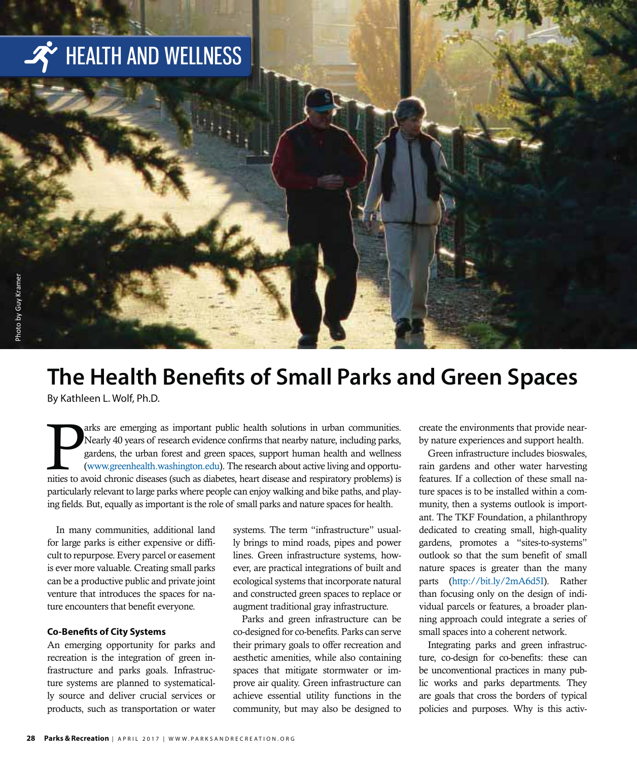HEALTH AND WELLNESS

Photo by Guy Kramer

# The Health Benefits of Small Parks and Green Spaces

By Kathleen L. Wolf, Ph.D.

Parks are emerging as important public health solutions in urban communities. Nearly 40 years of research evidence confirms that nearby nature, including parks, gardens, the urban forest and green spaces, support human health and wellness (www.greenhealth.washington.edu). The research about active living and opportunities to avoid chronic diseases (such as diabetes, heart disease and respiratory problems) is particularly relevant to large parks where people can enjoy walking and bike paths, and playing fields. But, equally as important is the role of small parks and nature spaces for health.

In many communities, additional land for large parks is either expensive or difficult to repurpose. Every parcel or easement is ever more valuable. Creating small parks can be a productive public and private joint venture that introduces the spaces for nature encounters that benefit everyone.

**Co-Benefits of City Systems**

An emerging opportunity for parks and recreation is the integration of green infrastructure and parks goals. Infrastructure systems are planned to systematically source and deliver crucial services or products, such as transportation or water systems. The term "infrastructure" usually brings to mind roads, pipes and power lines. Green infrastructure systems, however, are practical integrations of built and ecological systems that incorporate natural and constructed green spaces to replace or augment traditional gray infrastructure.

Parks and green infrastructure can be co-designed for co-benefits. Parks can serve their primary goals to offer recreation and aesthetic amenities, while also containing spaces that mitigate stormwater or improve air quality. Green infrastructure can achieve essential utility functions in the community, but may also be designed to create the environments that provide nearby nature experiences and support health.

Green infrastructure includes bioswales, rain gardens and other water harvesting features. If a collection of these small nature spaces is to be installed within a community, then a systems outlook is important. The TKF Foundation, a philanthropy dedicated to creating small, high-quality gardens, promotes a "sites-to-systems" outlook so that the sum benefit of small nature spaces is greater than the many parts (http://bit.ly/2mA6d5I). Rather than focusing only on the design of individual parcels or features, a broader planning approach could integrate a series of small spaces into a coherent network.

Integrating parks and green infrastructure, co-design for co-benefits: these can be unconventional practices in many public works and parks departments. They are goals that cross the borders of typical policies and purposes. Why is this activ-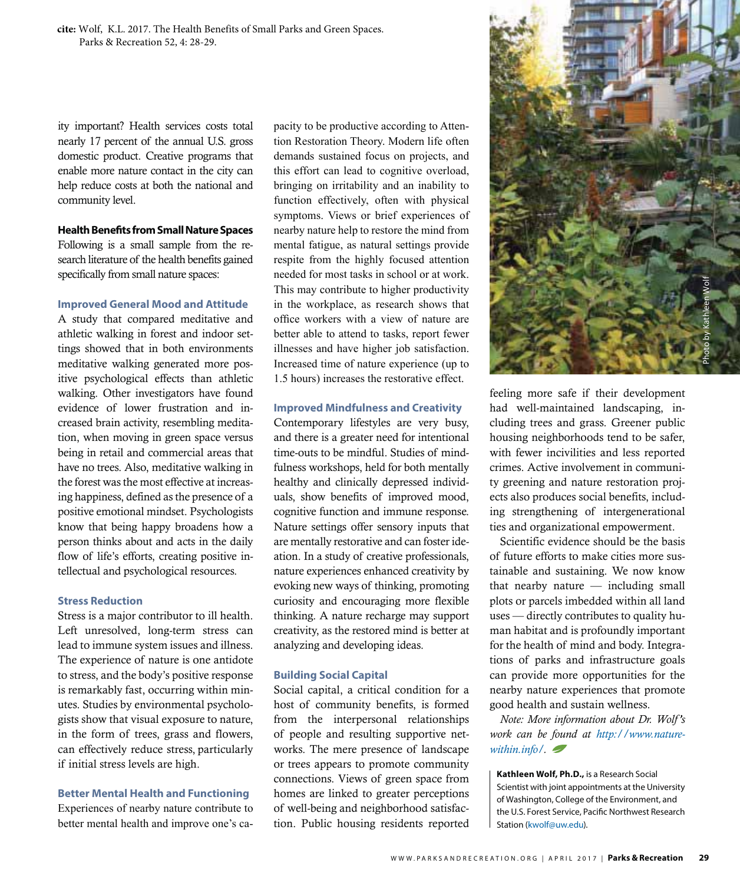cite: Wolf, K.L. 2017. The Health Benefits of Small Parks and Green Spaces. Parks & Recreation 52, 4: 28-29.

ity important? Health services costs total nearly 17 percent of the annual U.S. gross domestic product. Creative programs that enable more nature contact in the city can help reduce costs at both the national and community level.

**Health Benefits from Small Nature Spaces**

Following is a small sample from the research literature of the health benefits gained specifically from small nature spaces:

### Improved General Mood and Attitude

A study that compared meditative and athletic walking in forest and indoor settings showed that in both environments meditative walking generated more positive psychological effects than athletic walking. Other investigators have found evidence of lower frustration and increased brain activity, resembling meditation, when moving in green space versus being in retail and commercial areas that have no trees. Also, meditative walking in the forest was the most effective at increasing happiness, defined as the presence of a positive emotional mindset. Psychologists know that being happy broadens how a person thinks about and acts in the daily flow of life's efforts, creating positive intellectual and psychological resources.

### Stress Reduction

Stress is a major contributor to ill health. Left unresolved, long-term stress can lead to immune system issues and illness. The experience of nature is one antidote to stress, and the body's positive response is remarkably fast, occurring within minutes. Studies by environmental psychologists show that visual exposure to nature, in the form of trees, grass and flowers, can effectively reduce stress, particularly if initial stress levels are high.

### Better Mental Health and Functioning

Experiences of nearby nature contribute to better mental health and improve one's capacity to be productive according to Attention Restoration Theory. Modern life often demands sustained focus on projects, and this effort can lead to cognitive overload, bringing on irritability and an inability to function effectively, often with physical symptoms. Views or brief experiences of nearby nature help to restore the mind from mental fatigue, as natural settings provide respite from the highly focused attention needed for most tasks in school or at work. This may contribute to higher productivity in the workplace, as research shows that office workers with a view of nature are better able to attend to tasks, report fewer illnesses and have higher job satisfaction. Increased time of nature experience (up to 1.5 hours) increases the restorative effect.

### Improved Mindfulness and Creativity

Contemporary lifestyles are very busy, and there is a greater need for intentional time-outs to be mindful. Studies of mindfulness workshops, held for both mentally healthy and clinically depressed individuals, show benefits of improved mood, cognitive function and immune response. Nature settings offer sensory inputs that are mentally restorative and can foster ideation. In a study of creative professionals, nature experiences enhanced creativity by evoking new ways of thinking, promoting curiosity and encouraging more flexible thinking. A nature recharge may support creativity, as the restored mind is better at analyzing and developing ideas.

### Building Social Capital

Social capital, a critical condition for a host of community benefits, is formed from the interpersonal relationships of people and resulting supportive networks. The mere presence of landscape or trees appears to promote community connections. Views of green space from homes are linked to greater perceptions of well-being and neighborhood satisfaction. Public housing residents reported feeling more safe if their development had well-maintained landscaping, including trees and grass. Greener public housing neighborhoods tend to be safer, with fewer incivilities and less reported crimes. Active involvement in community greening and nature restoration projects also produces social benefits, including strengthening of intergenerational ties and organizational empowerment.

Scientific evidence should be the basis of future efforts to make cities more sustainable and sustaining. We now know that nearby nature — including small plots or parcels imbedded within all land uses — directly contributes to quality human habitat and is profoundly important for the health of mind and body. Integrations of parks and infrastructure goals can provide more opportunities for the nearby nature experiences that promote good health and sustain wellness.

*Note: More information about Dr. Wolf's work can be found at http://www.naturewithin.info/.*

Photo by Kathleen Wolf

**Kathleen Wolf, Ph.D.,** is a Research Social Scientist with joint appointments at the University of Washington, College of the Environment, and the U.S. Forest Service, Pacific Northwest Research Station (kwolf@uw.edu).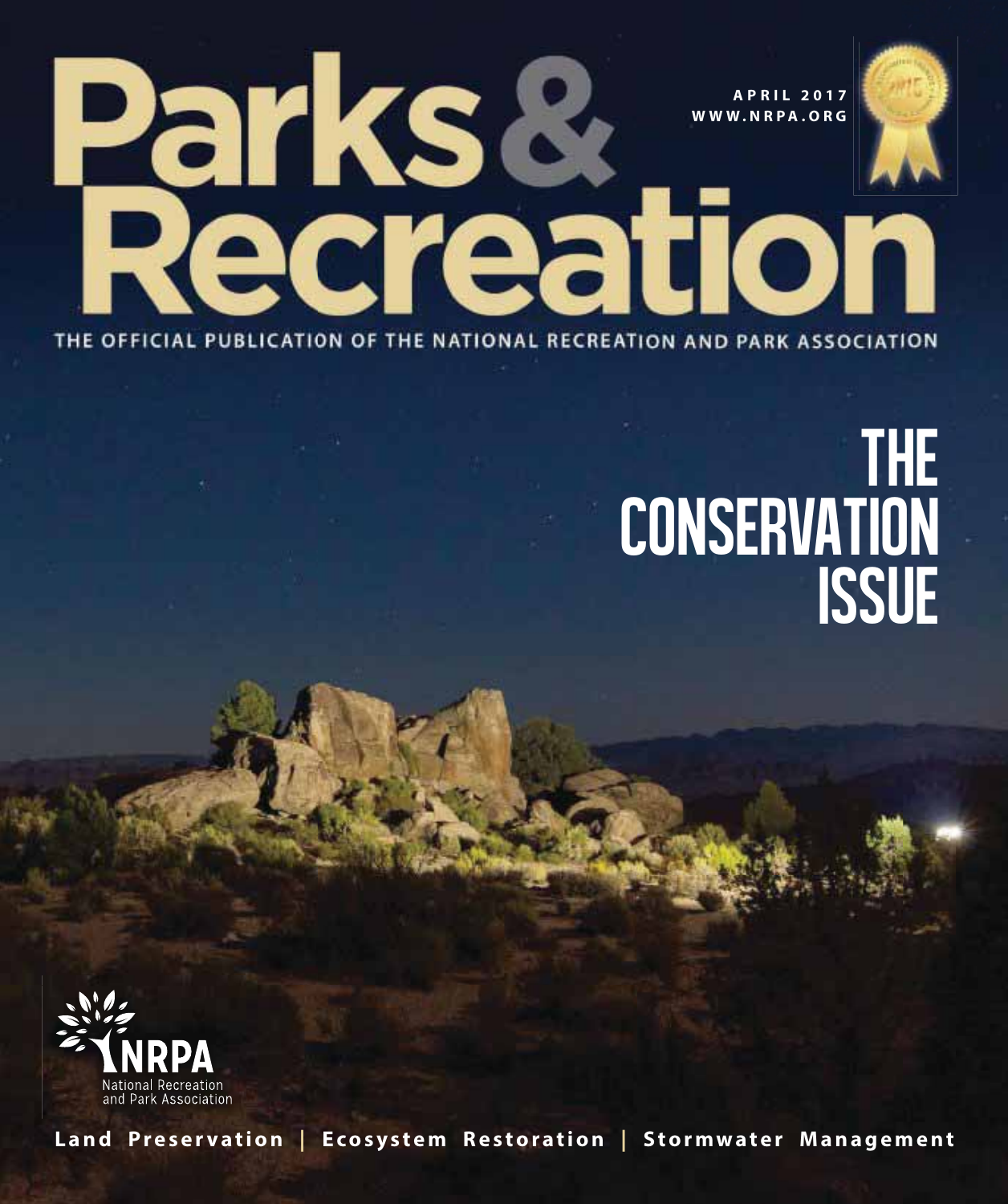# Parks & Recreation

APRIL 2017
WWW.NRPA.ORG

THE OFFICIAL PUBLICATION OF THE NATIONAL RECREATION AND PARK ASSOCIATION

## THE CONSERVATION ISSUE

NRPA
National Recreation and Park Association

Land Preservation | Ecosystem Restoration | Stormwater Management